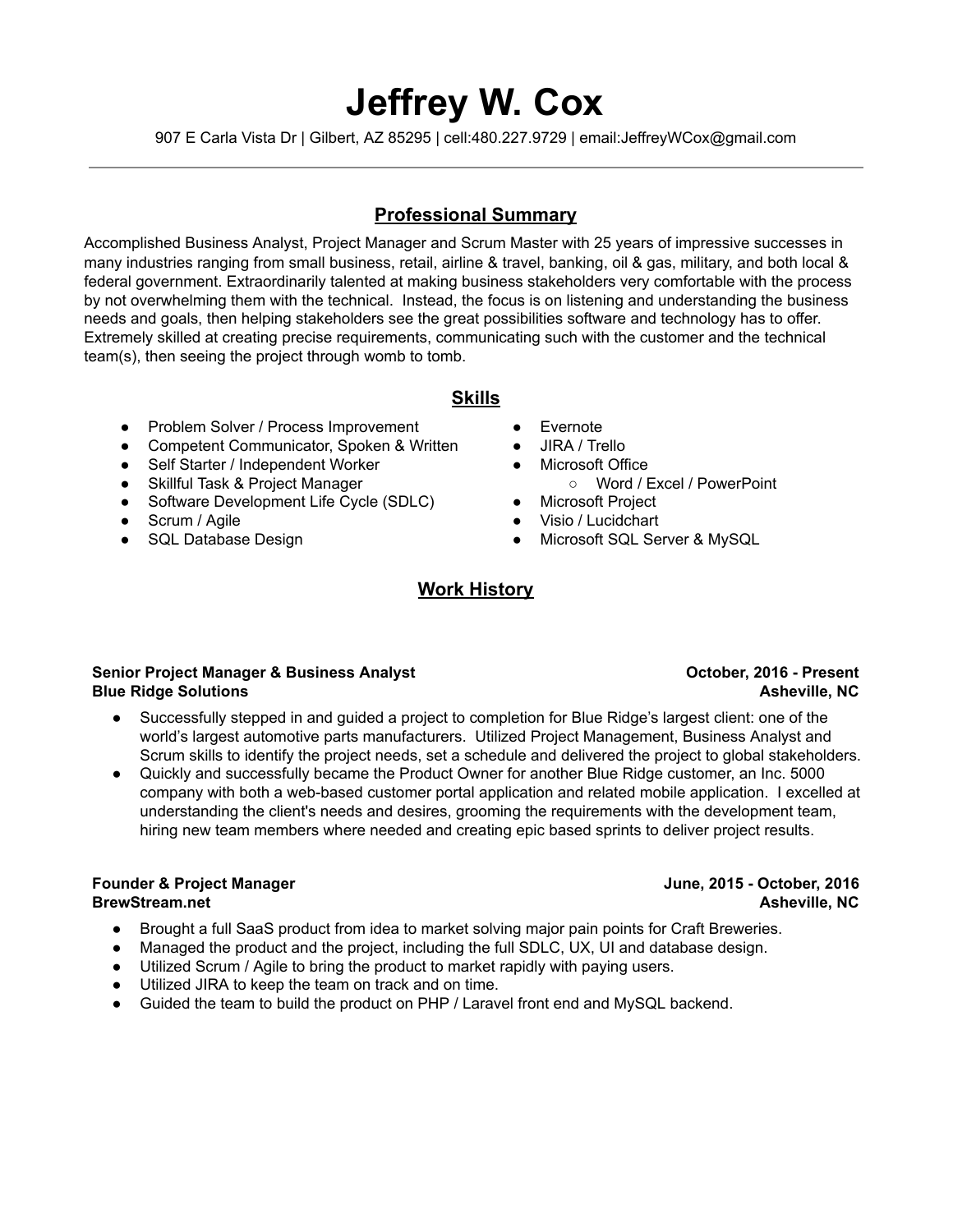# Jeffrey W. Cox

907 E Carla Vista Dr | Gilbert, AZ 85295 | cell:480.227.9729 | email:JeffreyWCox@gmail.com

---

## Professional Summary

Accomplished Business Analyst, Project Manager and Scrum Master with 25 years of impressive successes in many industries ranging from small business, retail, airline & travel, banking, oil & gas, military, and both local & federal government. Extraordinarily talented at making business stakeholders very comfortable with the process by not overwhelming them with the technical. Instead, the focus is on listening and understanding the business needs and goals, then helping stakeholders see the great possibilities software and technology has to offer. Extremely skilled at creating precise requirements, communicating such with the customer and the technical team(s), then seeing the project through womb to tomb.

## Skills

- Problem Solver / Process Improvement
- Competent Communicator, Spoken & Written
- Self Starter / Independent Worker
- Skillful Task & Project Manager
- Software Development Life Cycle (SDLC)
- Scrum / Agile
- SQL Database Design
- Evernote
- JIRA / Trello
- Microsoft Office
  - Word / Excel / PowerPoint
- Microsoft Project
- Visio / Lucidchart
- Microsoft SQL Server & MySQL

## Work History

**Senior Project Manager & Business Analyst** — **October, 2016 - Present**
**Blue Ridge Solutions** — **Asheville, NC**

- Successfully stepped in and guided a project to completion for Blue Ridge's largest client: one of the world's largest automotive parts manufacturers. Utilized Project Management, Business Analyst and Scrum skills to identify the project needs, set a schedule and delivered the project to global stakeholders.
- Quickly and successfully became the Product Owner for another Blue Ridge customer, an Inc. 5000 company with both a web-based customer portal application and related mobile application. I excelled at understanding the client's needs and desires, grooming the requirements with the development team, hiring new team members where needed and creating epic based sprints to deliver project results.

**Founder & Project Manager** — **June, 2015 - October, 2016**
**BrewStream.net** — **Asheville, NC**

- Brought a full SaaS product from idea to market solving major pain points for Craft Breweries.
- Managed the product and the project, including the full SDLC, UX, UI and database design.
- Utilized Scrum / Agile to bring the product to market rapidly with paying users.
- Utilized JIRA to keep the team on track and on time.
- Guided the team to build the product on PHP / Laravel front end and MySQL backend.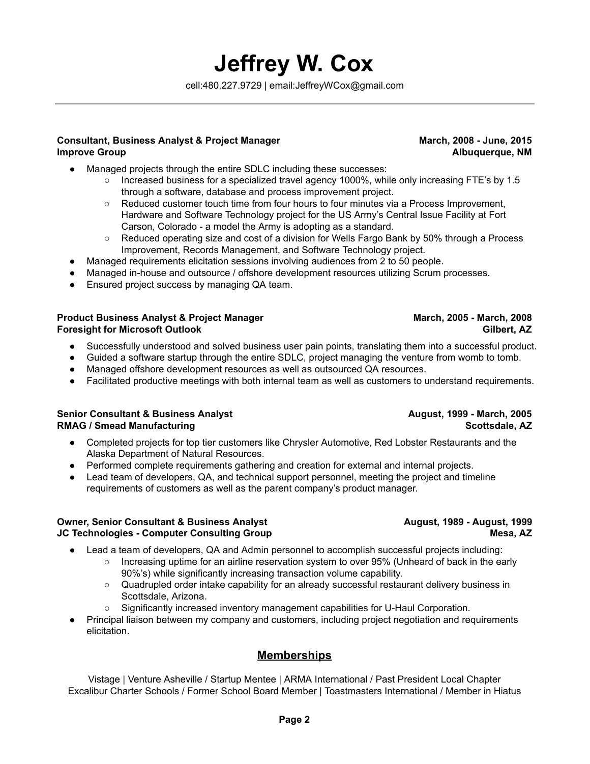# Jeffrey W. Cox

cell:480.227.9729 | email:JeffreyWCox@gmail.com

---

**Consultant, Business Analyst & Project Manager** — **March, 2008 - June, 2015**
**Improve Group** — **Albuquerque, NM**

- Managed projects through the entire SDLC including these successes:
  - Increased business for a specialized travel agency 1000%, while only increasing FTE's by 1.5 through a software, database and process improvement project.
  - Reduced customer touch time from four hours to four minutes via a Process Improvement, Hardware and Software Technology project for the US Army's Central Issue Facility at Fort Carson, Colorado - a model the Army is adopting as a standard.
  - Reduced operating size and cost of a division for Wells Fargo Bank by 50% through a Process Improvement, Records Management, and Software Technology project.
- Managed requirements elicitation sessions involving audiences from 2 to 50 people.
- Managed in-house and outsource / offshore development resources utilizing Scrum processes.
- Ensured project success by managing QA team.

**Product Business Analyst & Project Manager** — **March, 2005 - March, 2008**
**Foresight for Microsoft Outlook** — **Gilbert, AZ**

- Successfully understood and solved business user pain points, translating them into a successful product.
- Guided a software startup through the entire SDLC, project managing the venture from womb to tomb.
- Managed offshore development resources as well as outsourced QA resources.
- Facilitated productive meetings with both internal team as well as customers to understand requirements.

**Senior Consultant & Business Analyst** — **August, 1999 - March, 2005**
**RMAG / Smead Manufacturing** — **Scottsdale, AZ**

- Completed projects for top tier customers like Chrysler Automotive, Red Lobster Restaurants and the Alaska Department of Natural Resources.
- Performed complete requirements gathering and creation for external and internal projects.
- Lead team of developers, QA, and technical support personnel, meeting the project and timeline requirements of customers as well as the parent company's product manager.

**Owner, Senior Consultant & Business Analyst** — **August, 1989 - August, 1999**
**JC Technologies - Computer Consulting Group** — **Mesa, AZ**

- Lead a team of developers, QA and Admin personnel to accomplish successful projects including:
  - Increasing uptime for an airline reservation system to over 95% (Unheard of back in the early 90%'s) while significantly increasing transaction volume capability.
  - Quadrupled order intake capability for an already successful restaurant delivery business in Scottsdale, Arizona.
  - Significantly increased inventory management capabilities for U-Haul Corporation.
- Principal liaison between my company and customers, including project negotiation and requirements elicitation.

## Memberships

Vistage | Venture Asheville / Startup Mentee | ARMA International / Past President Local Chapter
Excalibur Charter Schools / Former School Board Member | Toastmasters International / Member in Hiatus